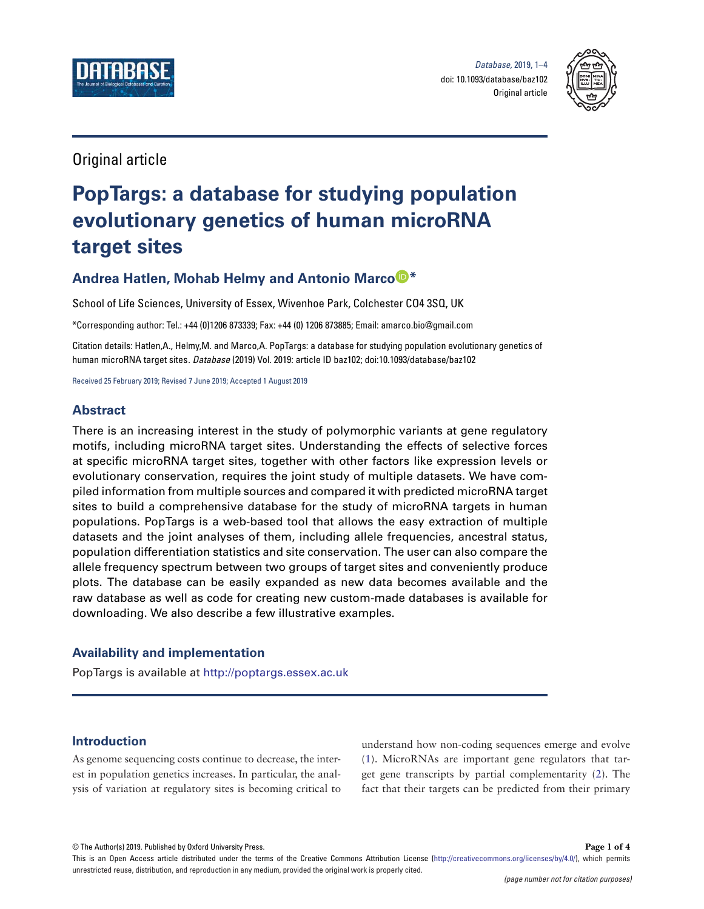Original article

# PopTargs: a database for studying population evolutionary genetics of human microRNA target sites

**Andrea Hatlen, Mohab Helmy and Antonio Marco***

School of Life Sciences, University of Essex, Wivenhoe Park, Colchester CO4 3SQ, UK

*Corresponding author: Tel.: +44 (0)1206 873339; Fax: +44 (0) 1206 873885; Email: amarco.bio@gmail.com

Citation details: Hatlen,A., Helmy,M. and Marco,A. PopTargs: a database for studying population evolutionary genetics of human microRNA target sites. *Database* (2019) Vol. 2019: article ID baz102; doi:10.1093/database/baz102

Received 25 February 2019; Revised 7 June 2019; Accepted 1 August 2019

## Abstract

There is an increasing interest in the study of polymorphic variants at gene regulatory motifs, including microRNA target sites. Understanding the effects of selective forces at specific microRNA target sites, together with other factors like expression levels or evolutionary conservation, requires the joint study of multiple datasets. We have compiled information from multiple sources and compared it with predicted microRNA target sites to build a comprehensive database for the study of microRNA targets in human populations. PopTargs is a web-based tool that allows the easy extraction of multiple datasets and the joint analyses of them, including allele frequencies, ancestral status, population differentiation statistics and site conservation. The user can also compare the allele frequency spectrum between two groups of target sites and conveniently produce plots. The database can be easily expanded as new data becomes available and the raw database as well as code for creating new custom-made databases is available for downloading. We also describe a few illustrative examples.

### Availability and implementation

PopTargs is available at http://poptargs.essex.ac.uk

## Introduction

As genome sequencing costs continue to decrease, the interest in population genetics increases. In particular, the analysis of variation at regulatory sites is becoming critical to understand how non-coding sequences emerge and evolve (1). MicroRNAs are important gene regulators that target gene transcripts by partial complementarity (2). The fact that their targets can be predicted from their primary

© The Author(s) 2019. Published by Oxford University Press.

This is an Open Access article distributed under the terms of the Creative Commons Attribution License (http://creativecommons.org/licenses/by/4.0/), which permits unrestricted reuse, distribution, and reproduction in any medium, provided the original work is properly cited.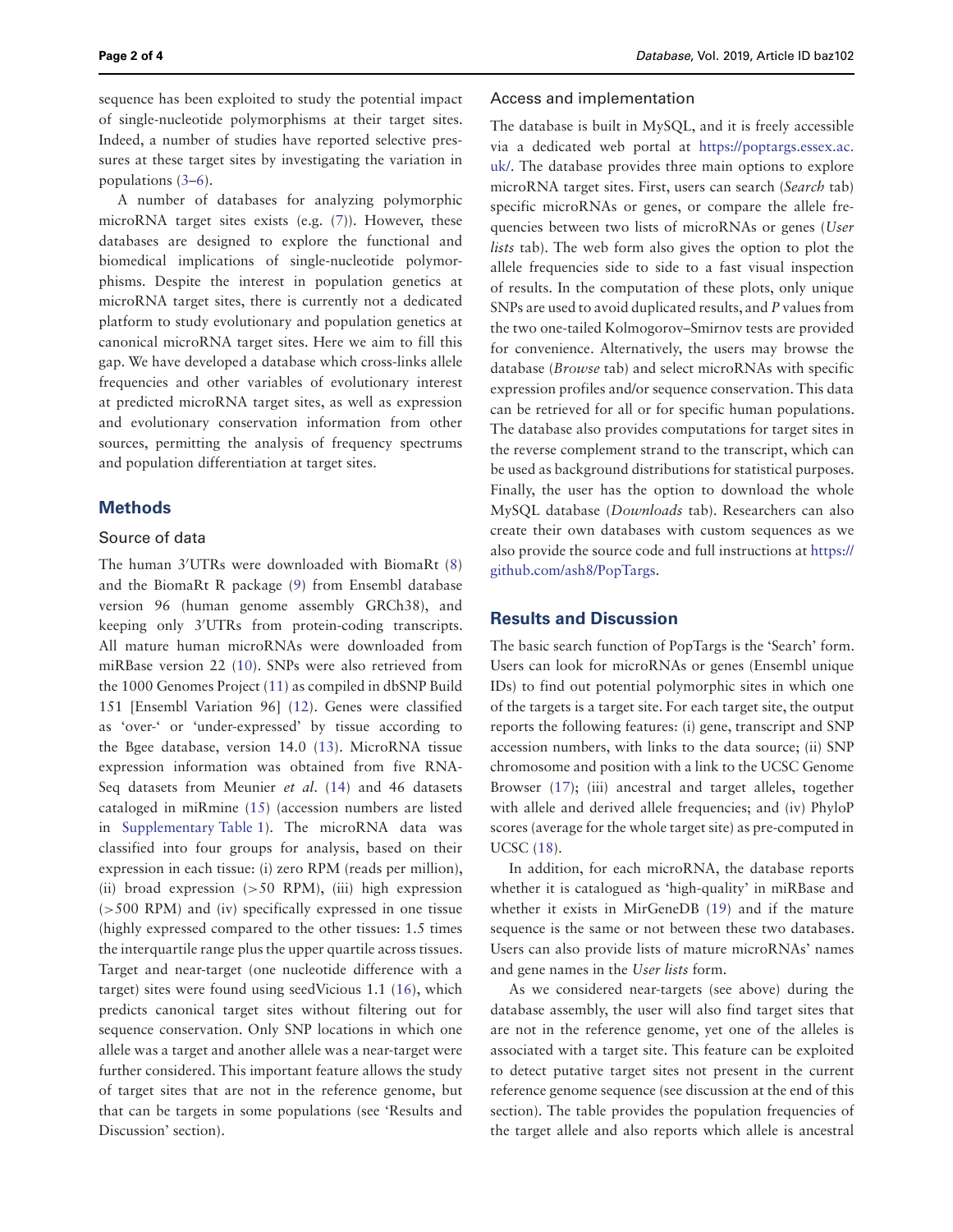sequence has been exploited to study the potential impact of single-nucleotide polymorphisms at their target sites. Indeed, a number of studies have reported selective pressures at these target sites by investigating the variation in populations (3–6).

A number of databases for analyzing polymorphic microRNA target sites exists (e.g. (7)). However, these databases are designed to explore the functional and biomedical implications of single-nucleotide polymorphisms. Despite the interest in population genetics at microRNA target sites, there is currently not a dedicated platform to study evolutionary and population genetics at canonical microRNA target sites. Here we aim to fill this gap. We have developed a database which cross-links allele frequencies and other variables of evolutionary interest at predicted microRNA target sites, as well as expression and evolutionary conservation information from other sources, permitting the analysis of frequency spectrums and population differentiation at target sites.

## Methods

### Source of data

The human 3′UTRs were downloaded with BiomaRt (8) and the BiomaRt R package (9) from Ensembl database version 96 (human genome assembly GRCh38), and keeping only 3′UTRs from protein-coding transcripts. All mature human microRNAs were downloaded from miRBase version 22 (10). SNPs were also retrieved from the 1000 Genomes Project (11) as compiled in dbSNP Build 151 [Ensembl Variation 96] (12). Genes were classified as 'over-' or 'under-expressed' by tissue according to the Bgee database, version 14.0 (13). MicroRNA tissue expression information was obtained from five RNA-Seq datasets from Meunier *et al.* (14) and 46 datasets cataloged in miRmine (15) (accession numbers are listed in Supplementary Table 1). The microRNA data was classified into four groups for analysis, based on their expression in each tissue: (i) zero RPM (reads per million), (ii) broad expression (>50 RPM), (iii) high expression (>500 RPM) and (iv) specifically expressed in one tissue (highly expressed compared to the other tissues: 1.5 times the interquartile range plus the upper quartile across tissues. Target and near-target (one nucleotide difference with a target) sites were found using seedVicious 1.1 (16), which predicts canonical target sites without filtering out for sequence conservation. Only SNP locations in which one allele was a target and another allele was a near-target were further considered. This important feature allows the study of target sites that are not in the reference genome, but that can be targets in some populations (see 'Results and Discussion' section).

### Access and implementation

The database is built in MySQL, and it is freely accessible via a dedicated web portal at https://poptargs.essex.ac.uk/. The database provides three main options to explore microRNA target sites. First, users can search (*Search* tab) specific microRNAs or genes, or compare the allele frequencies between two lists of microRNAs or genes (*User lists* tab). The web form also gives the option to plot the allele frequencies side to side to a fast visual inspection of results. In the computation of these plots, only unique SNPs are used to avoid duplicated results, and *P* values from the two one-tailed Kolmogorov–Smirnov tests are provided for convenience. Alternatively, the users may browse the database (*Browse* tab) and select microRNAs with specific expression profiles and/or sequence conservation. This data can be retrieved for all or for specific human populations. The database also provides computations for target sites in the reverse complement strand to the transcript, which can be used as background distributions for statistical purposes. Finally, the user has the option to download the whole MySQL database (*Downloads* tab). Researchers can also create their own databases with custom sequences as we also provide the source code and full instructions at https://github.com/ash8/PopTargs.

## Results and Discussion

The basic search function of PopTargs is the 'Search' form. Users can look for microRNAs or genes (Ensembl unique IDs) to find out potential polymorphic sites in which one of the targets is a target site. For each target site, the output reports the following features: (i) gene, transcript and SNP accession numbers, with links to the data source; (ii) SNP chromosome and position with a link to the UCSC Genome Browser (17); (iii) ancestral and target alleles, together with allele and derived allele frequencies; and (iv) PhyloP scores (average for the whole target site) as pre-computed in UCSC (18).

In addition, for each microRNA, the database reports whether it is catalogued as 'high-quality' in miRBase and whether it exists in MirGeneDB (19) and if the mature sequence is the same or not between these two databases. Users can also provide lists of mature microRNAs' names and gene names in the *User lists* form.

As we considered near-targets (see above) during the database assembly, the user will also find target sites that are not in the reference genome, yet one of the alleles is associated with a target site. This feature can be exploited to detect putative target sites not present in the current reference genome sequence (see discussion at the end of this section). The table provides the population frequencies of the target allele and also reports which allele is ancestral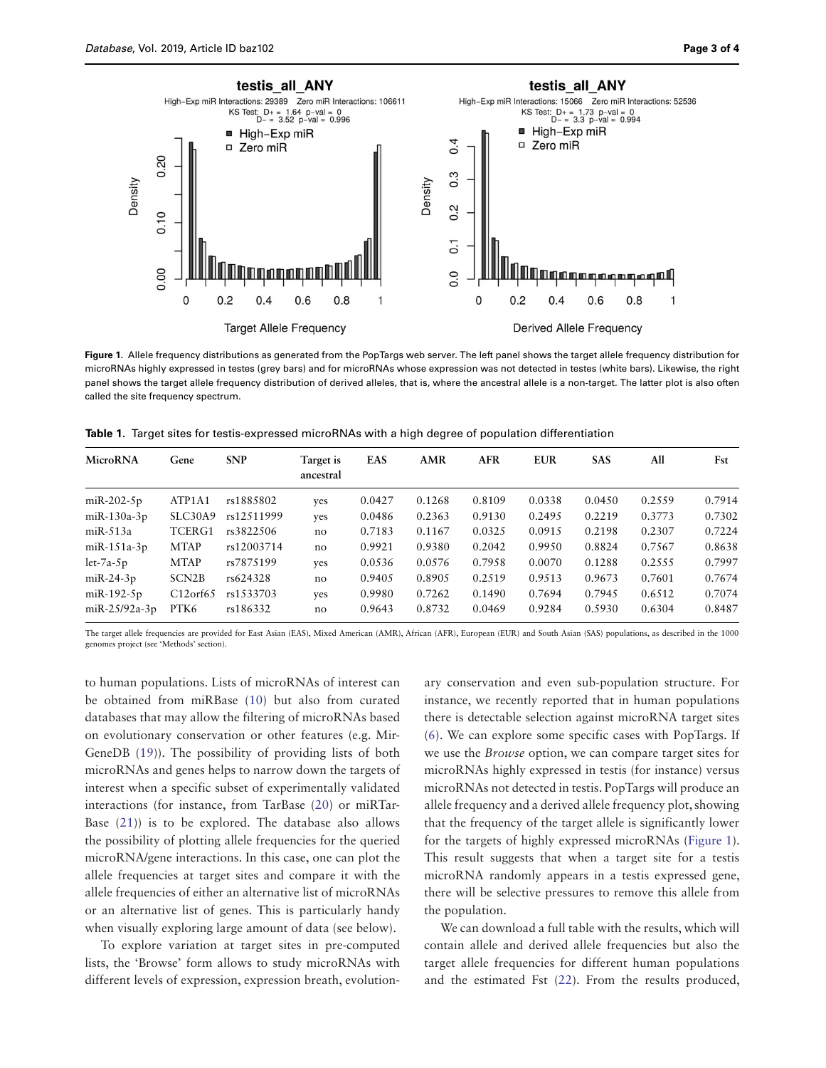**Figure 1.** Allele frequency distributions as generated from the PopTargs web server. The left panel shows the target allele frequency distribution for microRNAs highly expressed in testes (grey bars) and for microRNAs whose expression was not detected in testes (white bars). Likewise, the right panel shows the target allele frequency distribution of derived alleles, that is, where the ancestral allele is a non-target. The latter plot is also often called the site frequency spectrum.

**Table 1.** Target sites for testis-expressed microRNAs with a high degree of population differentiation

| MicroRNA | Gene | SNP | Target is ancestral | EAS | AMR | AFR | EUR | SAS | All | Fst |
|---|---|---|---|---|---|---|---|---|---|---|
| miR-202-5p | ATP1A1 | rs1885802 | yes | 0.0427 | 0.1268 | 0.8109 | 0.0338 | 0.0450 | 0.2559 | 0.7914 |
| miR-130a-3p | SLC30A9 | rs12511999 | yes | 0.0486 | 0.2363 | 0.9130 | 0.2495 | 0.2219 | 0.3773 | 0.7302 |
| miR-513a | TCERG1 | rs3822506 | no | 0.7183 | 0.1167 | 0.0325 | 0.0915 | 0.2198 | 0.2307 | 0.7224 |
| miR-151a-3p | MTAP | rs12003714 | no | 0.9921 | 0.9380 | 0.2042 | 0.9950 | 0.8824 | 0.7567 | 0.8638 |
| let-7a-5p | MTAP | rs7875199 | yes | 0.0536 | 0.0576 | 0.7958 | 0.0070 | 0.1288 | 0.2555 | 0.7997 |
| miR-24-3p | SCN2B | rs624328 | no | 0.9405 | 0.8905 | 0.2519 | 0.9513 | 0.9673 | 0.7601 | 0.7674 |
| miR-192-5p | C12orf65 | rs1533703 | yes | 0.9980 | 0.7262 | 0.1490 | 0.7694 | 0.7945 | 0.6512 | 0.7074 |
| miR-25/92a-3p | PTK6 | rs186332 | no | 0.9643 | 0.8732 | 0.0469 | 0.9284 | 0.5930 | 0.6304 | 0.8487 |

The target allele frequencies are provided for East Asian (EAS), Mixed American (AMR), African (AFR), European (EUR) and South Asian (SAS) populations, as described in the 1000 genomes project (see 'Methods' section).

to human populations. Lists of microRNAs of interest can be obtained from miRBase (10) but also from curated databases that may allow the filtering of microRNAs based on evolutionary conservation or other features (e.g. MirGeneDB (19)). The possibility of providing lists of both microRNAs and genes helps to narrow down the targets of interest when a specific subset of experimentally validated interactions (for instance, from TarBase (20) or miRTarBase (21)) is to be explored. The database also allows the possibility of plotting allele frequencies for the queried microRNA/gene interactions. In this case, one can plot the allele frequencies at target sites and compare it with the allele frequencies of either an alternative list of microRNAs or an alternative list of genes. This is particularly handy when visually exploring large amount of data (see below).

To explore variation at target sites in pre-computed lists, the 'Browse' form allows to study microRNAs with different levels of expression, expression breath, evolutionary conservation and even sub-population structure. For instance, we recently reported that in human populations there is detectable selection against microRNA target sites (6). We can explore some specific cases with PopTargs. If we use the *Browse* option, we can compare target sites for microRNAs highly expressed in testis (for instance) versus microRNAs not detected in testis. PopTargs will produce an allele frequency and a derived allele frequency plot, showing that the frequency of the target allele is significantly lower for the targets of highly expressed microRNAs (Figure 1). This result suggests that when a target site for a testis microRNA randomly appears in a testis expressed gene, there will be selective pressures to remove this allele from the population.

We can download a full table with the results, which will contain allele and derived allele frequencies but also the target allele frequencies for different human populations and the estimated Fst (22). From the results produced,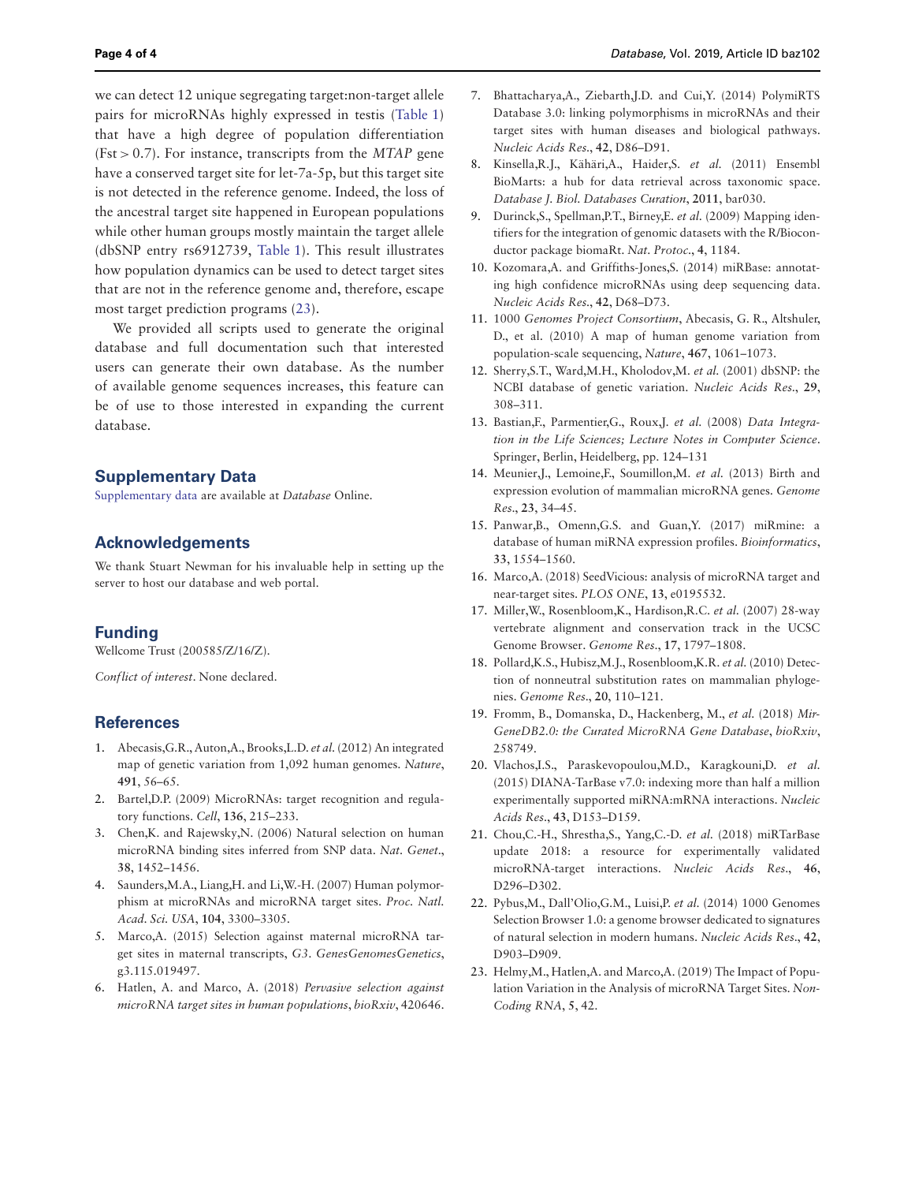we can detect 12 unique segregating target:non-target allele pairs for microRNAs highly expressed in testis (Table 1) that have a high degree of population differentiation (Fst > 0.7). For instance, transcripts from the *MTAP* gene have a conserved target site for let-7a-5p, but this target site is not detected in the reference genome. Indeed, the loss of the ancestral target site happened in European populations while other human groups mostly maintain the target allele (dbSNP entry rs6912739, Table 1). This result illustrates how population dynamics can be used to detect target sites that are not in the reference genome and, therefore, escape most target prediction programs (23).

We provided all scripts used to generate the original database and full documentation such that interested users can generate their own database. As the number of available genome sequences increases, this feature can be of use to those interested in expanding the current database.

## Supplementary Data

Supplementary data are available at *Database* Online.

## Acknowledgements

We thank Stuart Newman for his invaluable help in setting up the server to host our database and web portal.

## Funding

Wellcome Trust (200585/Z/16/Z).

*Conflict of interest*. None declared.

## References

1. Abecasis,G.R., Auton,A., Brooks,L.D. *et al.* (2012) An integrated map of genetic variation from 1,092 human genomes. *Nature*, **491**, 56–65.
2. Bartel,D.P. (2009) MicroRNAs: target recognition and regulatory functions. *Cell*, **136**, 215–233.
3. Chen,K. and Rajewsky,N. (2006) Natural selection on human microRNA binding sites inferred from SNP data. *Nat. Genet.*, **38**, 1452–1456.
4. Saunders,M.A., Liang,H. and Li,W.-H. (2007) Human polymorphism at microRNAs and microRNA target sites. *Proc. Natl. Acad. Sci. USA*, **104**, 3300–3305.
5. Marco,A. (2015) Selection against maternal microRNA target sites in maternal transcripts, *G3. GenesGenomesGenetics*, g3.115.019497.
6. Hatlen, A. and Marco, A. (2018) *Pervasive selection against microRNA target sites in human populations*, *bioRxiv*, 420646.
7. Bhattacharya,A., Ziebarth,J.D. and Cui,Y. (2014) PolymiRTS Database 3.0: linking polymorphisms in microRNAs and their target sites with human diseases and biological pathways. *Nucleic Acids Res.*, **42**, D86–D91.
8. Kinsella,R.J., Kähäri,A., Haider,S. *et al.* (2011) Ensembl BioMarts: a hub for data retrieval across taxonomic space. *Database J. Biol. Databases Curation*, **2011**, bar030.
9. Durinck,S., Spellman,P.T., Birney,E. *et al.* (2009) Mapping identifiers for the integration of genomic datasets with the R/Bioconductor package biomaRt. *Nat. Protoc.*, **4**, 1184.
10. Kozomara,A. and Griffiths-Jones,S. (2014) miRBase: annotating high confidence microRNAs using deep sequencing data. *Nucleic Acids Res.*, **42**, D68–D73.
11. 1000 *Genomes Project Consortium*, Abecasis, G. R., Altshuler, D., et al. (2010) A map of human genome variation from population-scale sequencing, *Nature*, **467**, 1061–1073.
12. Sherry,S.T., Ward,M.H., Kholodov,M. *et al.* (2001) dbSNP: the NCBI database of genetic variation. *Nucleic Acids Res.*, **29**, 308–311.
13. Bastian,F., Parmentier,G., Roux,J. *et al.* (2008) *Data Integration in the Life Sciences; Lecture Notes in Computer Science*. Springer, Berlin, Heidelberg, pp. 124–131
14. Meunier,J., Lemoine,F., Soumillon,M. *et al.* (2013) Birth and expression evolution of mammalian microRNA genes. *Genome Res.*, **23**, 34–45.
15. Panwar,B., Omenn,G.S. and Guan,Y. (2017) miRmine: a database of human miRNA expression profiles. *Bioinformatics*, **33**, 1554–1560.
16. Marco,A. (2018) SeedVicious: analysis of microRNA target and near-target sites. *PLOS ONE*, **13**, e0195532.
17. Miller,W., Rosenbloom,K., Hardison,R.C. *et al.* (2007) 28-way vertebrate alignment and conservation track in the UCSC Genome Browser. *Genome Res.*, **17**, 1797–1808.
18. Pollard,K.S., Hubisz,M.J., Rosenbloom,K.R. *et al.* (2010) Detection of nonneutral substitution rates on mammalian phylogenies. *Genome Res.*, **20**, 110–121.
19. Fromm, B., Domanska, D., Hackenberg, M., *et al.* (2018) *MirGeneDB2.0: the Curated MicroRNA Gene Database*, *bioRxiv*, 258749.
20. Vlachos,I.S., Paraskevopoulou,M.D., Karagkouni,D. *et al.* (2015) DIANA-TarBase v7.0: indexing more than half a million experimentally supported miRNA:mRNA interactions. *Nucleic Acids Res.*, **43**, D153–D159.
21. Chou,C.-H., Shrestha,S., Yang,C.-D. *et al.* (2018) miRTarBase update 2018: a resource for experimentally validated microRNA-target interactions. *Nucleic Acids Res.*, **46**, D296–D302.
22. Pybus,M., Dall'Olio,G.M., Luisi,P. *et al.* (2014) 1000 Genomes Selection Browser 1.0: a genome browser dedicated to signatures of natural selection in modern humans. *Nucleic Acids Res.*, **42**, D903–D909.
23. Helmy,M., Hatlen,A. and Marco,A. (2019) The Impact of Population Variation in the Analysis of microRNA Target Sites. *Non-Coding RNA*, **5**, 42.